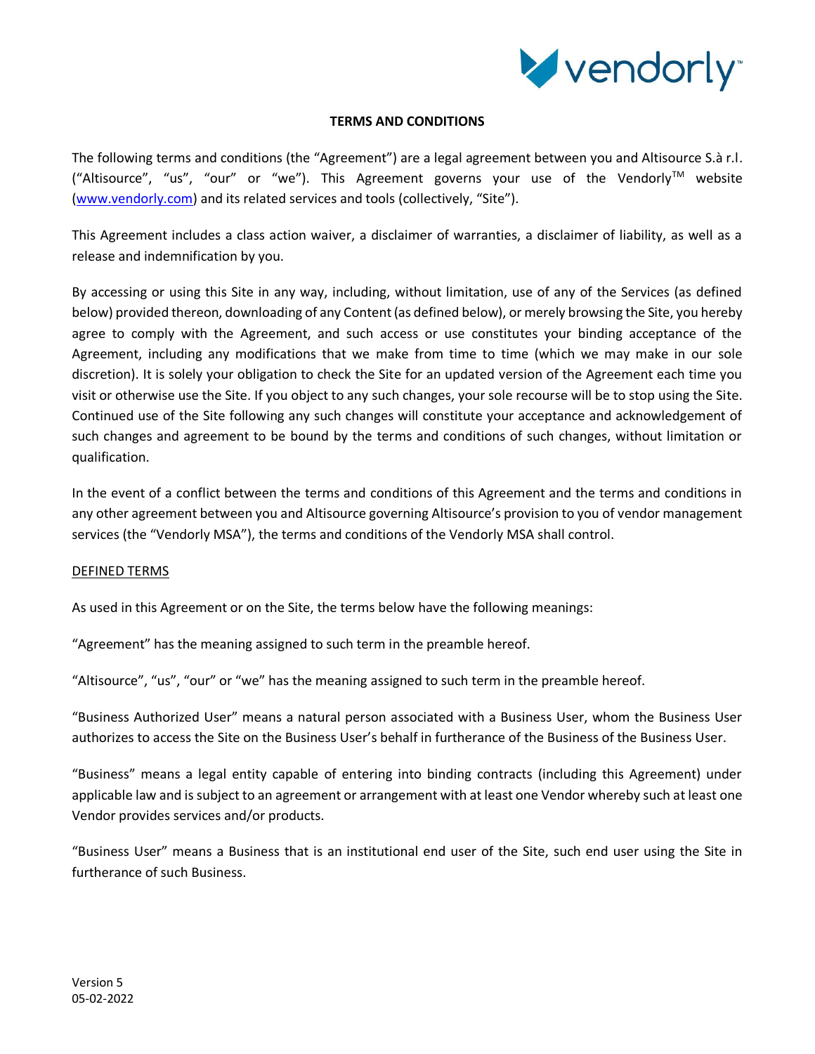# TERMS AND CONDITIONS

The following terms and conditions (the "Agreement") are a legal agreement between you and Altisource S.à r.l. ("Altisource", "us", "our" or "we"). This Agreement governs your use of the Vendorly™ website (www.vendorly.com) and its related services and tools (collectively, "Site").

This Agreement includes a class action waiver, a disclaimer of warranties, a disclaimer of liability, as well as a release and indemnification by you.

By accessing or using this Site in any way, including, without limitation, use of any of the Services (as defined below) provided thereon, downloading of any Content (as defined below), or merely browsing the Site, you hereby agree to comply with the Agreement, and such access or use constitutes your binding acceptance of the Agreement, including any modifications that we make from time to time (which we may make in our sole discretion). It is solely your obligation to check the Site for an updated version of the Agreement each time you visit or otherwise use the Site. If you object to any such changes, your sole recourse will be to stop using the Site. Continued use of the Site following any such changes will constitute your acceptance and acknowledgement of such changes and agreement to be bound by the terms and conditions of such changes, without limitation or qualification.

In the event of a conflict between the terms and conditions of this Agreement and the terms and conditions in any other agreement between you and Altisource governing Altisource's provision to you of vendor management services (the "Vendorly MSA"), the terms and conditions of the Vendorly MSA shall control.

## DEFINED TERMS

As used in this Agreement or on the Site, the terms below have the following meanings:

"Agreement" has the meaning assigned to such term in the preamble hereof.

"Altisource", "us", "our" or "we" has the meaning assigned to such term in the preamble hereof.

"Business Authorized User" means a natural person associated with a Business User, whom the Business User authorizes to access the Site on the Business User's behalf in furtherance of the Business of the Business User.

"Business" means a legal entity capable of entering into binding contracts (including this Agreement) under applicable law and is subject to an agreement or arrangement with at least one Vendor whereby such at least one Vendor provides services and/or products.

"Business User" means a Business that is an institutional end user of the Site, such end user using the Site in furtherance of such Business.

Version 5
05-02-2022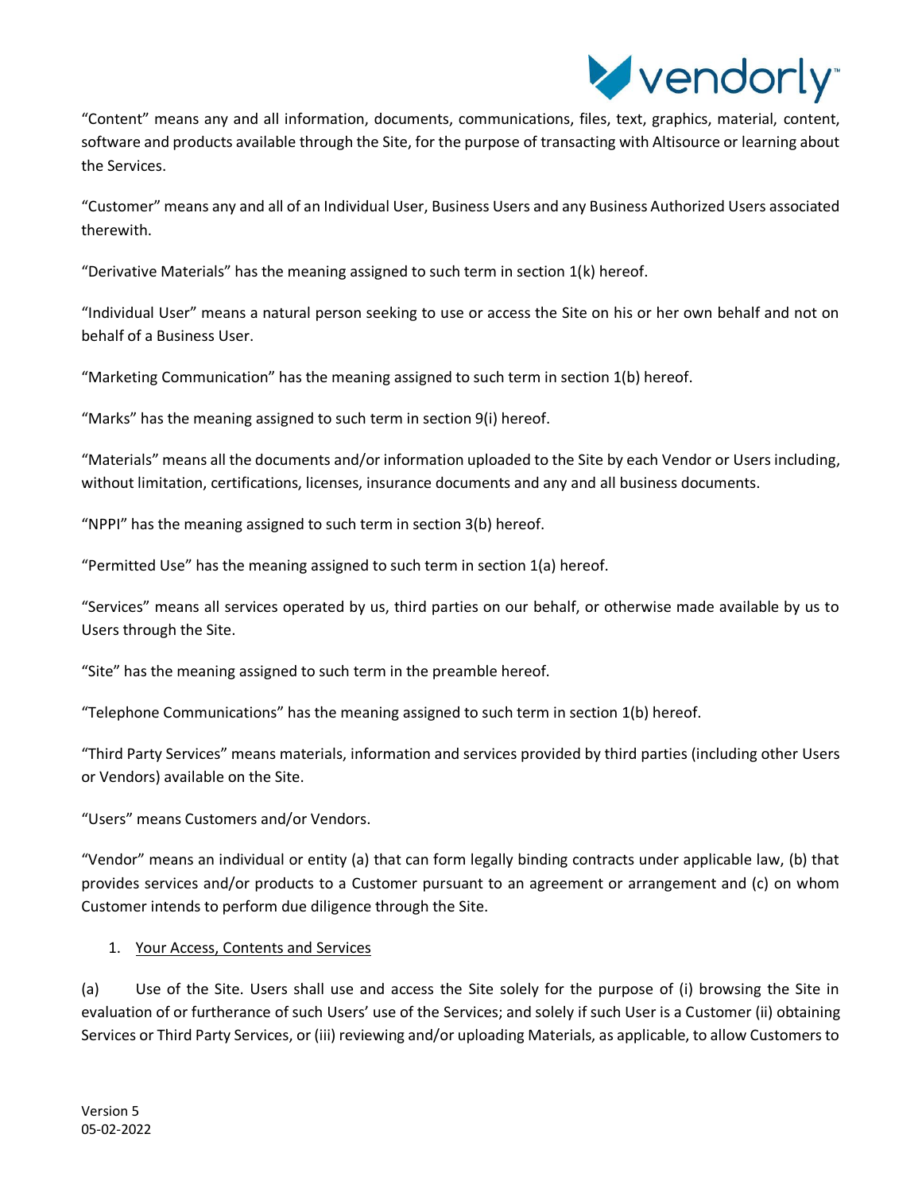"Content" means any and all information, documents, communications, files, text, graphics, material, content, software and products available through the Site, for the purpose of transacting with Altisource or learning about the Services.

"Customer" means any and all of an Individual User, Business Users and any Business Authorized Users associated therewith.

"Derivative Materials" has the meaning assigned to such term in section 1(k) hereof.

"Individual User" means a natural person seeking to use or access the Site on his or her own behalf and not on behalf of a Business User.

"Marketing Communication" has the meaning assigned to such term in section 1(b) hereof.

"Marks" has the meaning assigned to such term in section 9(i) hereof.

"Materials" means all the documents and/or information uploaded to the Site by each Vendor or Users including, without limitation, certifications, licenses, insurance documents and any and all business documents.

"NPPI" has the meaning assigned to such term in section 3(b) hereof.

"Permitted Use" has the meaning assigned to such term in section 1(a) hereof.

"Services" means all services operated by us, third parties on our behalf, or otherwise made available by us to Users through the Site.

"Site" has the meaning assigned to such term in the preamble hereof.

"Telephone Communications" has the meaning assigned to such term in section 1(b) hereof.

"Third Party Services" means materials, information and services provided by third parties (including other Users or Vendors) available on the Site.

"Users" means Customers and/or Vendors.

"Vendor" means an individual or entity (a) that can form legally binding contracts under applicable law, (b) that provides services and/or products to a Customer pursuant to an agreement or arrangement and (c) on whom Customer intends to perform due diligence through the Site.

1. Your Access, Contents and Services

(a) Use of the Site. Users shall use and access the Site solely for the purpose of (i) browsing the Site in evaluation of or furtherance of such Users' use of the Services; and solely if such User is a Customer (ii) obtaining Services or Third Party Services, or (iii) reviewing and/or uploading Materials, as applicable, to allow Customers to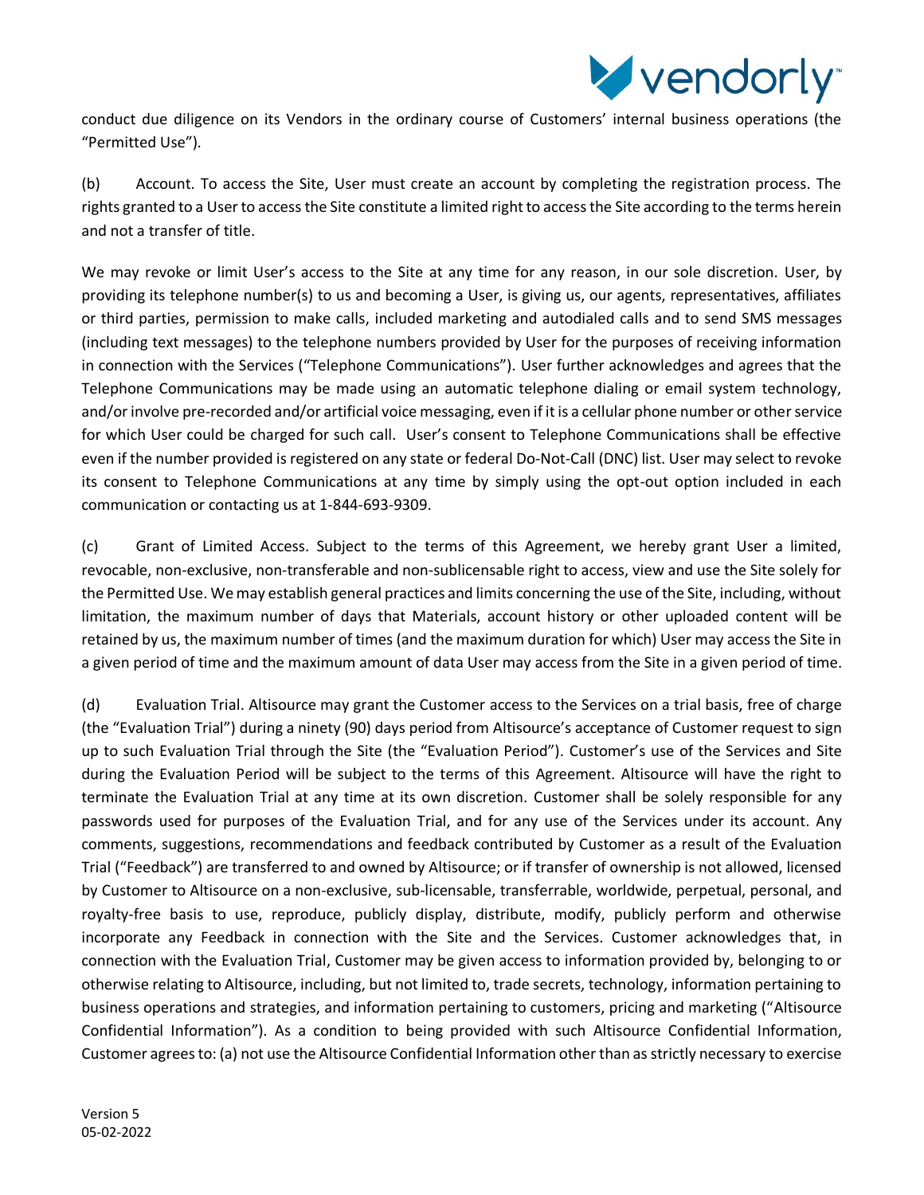conduct due diligence on its Vendors in the ordinary course of Customers' internal business operations (the "Permitted Use").

(b) Account. To access the Site, User must create an account by completing the registration process. The rights granted to a User to access the Site constitute a limited right to access the Site according to the terms herein and not a transfer of title.

We may revoke or limit User's access to the Site at any time for any reason, in our sole discretion. User, by providing its telephone number(s) to us and becoming a User, is giving us, our agents, representatives, affiliates or third parties, permission to make calls, included marketing and autodialed calls and to send SMS messages (including text messages) to the telephone numbers provided by User for the purposes of receiving information in connection with the Services ("Telephone Communications"). User further acknowledges and agrees that the Telephone Communications may be made using an automatic telephone dialing or email system technology, and/or involve pre-recorded and/or artificial voice messaging, even if it is a cellular phone number or other service for which User could be charged for such call. User's consent to Telephone Communications shall be effective even if the number provided is registered on any state or federal Do-Not-Call (DNC) list. User may select to revoke its consent to Telephone Communications at any time by simply using the opt-out option included in each communication or contacting us at 1-844-693-9309.

(c) Grant of Limited Access. Subject to the terms of this Agreement, we hereby grant User a limited, revocable, non-exclusive, non-transferable and non-sublicensable right to access, view and use the Site solely for the Permitted Use. We may establish general practices and limits concerning the use of the Site, including, without limitation, the maximum number of days that Materials, account history or other uploaded content will be retained by us, the maximum number of times (and the maximum duration for which) User may access the Site in a given period of time and the maximum amount of data User may access from the Site in a given period of time.

(d) Evaluation Trial. Altisource may grant the Customer access to the Services on a trial basis, free of charge (the "Evaluation Trial") during a ninety (90) days period from Altisource's acceptance of Customer request to sign up to such Evaluation Trial through the Site (the "Evaluation Period"). Customer's use of the Services and Site during the Evaluation Period will be subject to the terms of this Agreement. Altisource will have the right to terminate the Evaluation Trial at any time at its own discretion. Customer shall be solely responsible for any passwords used for purposes of the Evaluation Trial, and for any use of the Services under its account. Any comments, suggestions, recommendations and feedback contributed by Customer as a result of the Evaluation Trial ("Feedback") are transferred to and owned by Altisource; or if transfer of ownership is not allowed, licensed by Customer to Altisource on a non-exclusive, sub-licensable, transferrable, worldwide, perpetual, personal, and royalty-free basis to use, reproduce, publicly display, distribute, modify, publicly perform and otherwise incorporate any Feedback in connection with the Site and the Services. Customer acknowledges that, in connection with the Evaluation Trial, Customer may be given access to information provided by, belonging to or otherwise relating to Altisource, including, but not limited to, trade secrets, technology, information pertaining to business operations and strategies, and information pertaining to customers, pricing and marketing ("Altisource Confidential Information"). As a condition to being provided with such Altisource Confidential Information, Customer agrees to: (a) not use the Altisource Confidential Information other than as strictly necessary to exercise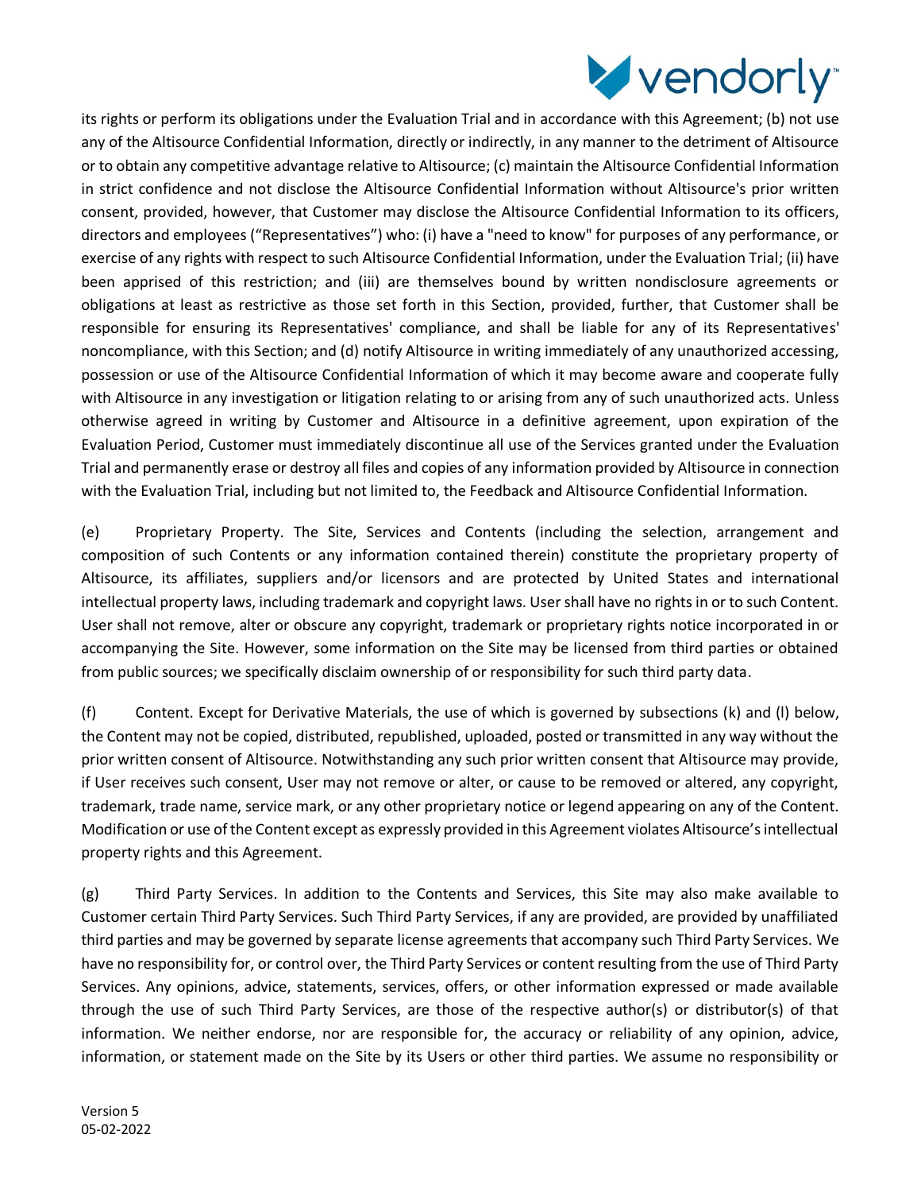its rights or perform its obligations under the Evaluation Trial and in accordance with this Agreement; (b) not use any of the Altisource Confidential Information, directly or indirectly, in any manner to the detriment of Altisource or to obtain any competitive advantage relative to Altisource; (c) maintain the Altisource Confidential Information in strict confidence and not disclose the Altisource Confidential Information without Altisource's prior written consent, provided, however, that Customer may disclose the Altisource Confidential Information to its officers, directors and employees ("Representatives") who: (i) have a "need to know" for purposes of any performance, or exercise of any rights with respect to such Altisource Confidential Information, under the Evaluation Trial; (ii) have been apprised of this restriction; and (iii) are themselves bound by written nondisclosure agreements or obligations at least as restrictive as those set forth in this Section, provided, further, that Customer shall be responsible for ensuring its Representatives' compliance, and shall be liable for any of its Representatives' noncompliance, with this Section; and (d) notify Altisource in writing immediately of any unauthorized accessing, possession or use of the Altisource Confidential Information of which it may become aware and cooperate fully with Altisource in any investigation or litigation relating to or arising from any of such unauthorized acts. Unless otherwise agreed in writing by Customer and Altisource in a definitive agreement, upon expiration of the Evaluation Period, Customer must immediately discontinue all use of the Services granted under the Evaluation Trial and permanently erase or destroy all files and copies of any information provided by Altisource in connection with the Evaluation Trial, including but not limited to, the Feedback and Altisource Confidential Information.

(e) Proprietary Property. The Site, Services and Contents (including the selection, arrangement and composition of such Contents or any information contained therein) constitute the proprietary property of Altisource, its affiliates, suppliers and/or licensors and are protected by United States and international intellectual property laws, including trademark and copyright laws. User shall have no rights in or to such Content. User shall not remove, alter or obscure any copyright, trademark or proprietary rights notice incorporated in or accompanying the Site. However, some information on the Site may be licensed from third parties or obtained from public sources; we specifically disclaim ownership of or responsibility for such third party data.

(f) Content. Except for Derivative Materials, the use of which is governed by subsections (k) and (l) below, the Content may not be copied, distributed, republished, uploaded, posted or transmitted in any way without the prior written consent of Altisource. Notwithstanding any such prior written consent that Altisource may provide, if User receives such consent, User may not remove or alter, or cause to be removed or altered, any copyright, trademark, trade name, service mark, or any other proprietary notice or legend appearing on any of the Content. Modification or use of the Content except as expressly provided in this Agreement violates Altisource's intellectual property rights and this Agreement.

(g) Third Party Services. In addition to the Contents and Services, this Site may also make available to Customer certain Third Party Services. Such Third Party Services, if any are provided, are provided by unaffiliated third parties and may be governed by separate license agreements that accompany such Third Party Services. We have no responsibility for, or control over, the Third Party Services or content resulting from the use of Third Party Services. Any opinions, advice, statements, services, offers, or other information expressed or made available through the use of such Third Party Services, are those of the respective author(s) or distributor(s) of that information. We neither endorse, nor are responsible for, the accuracy or reliability of any opinion, advice, information, or statement made on the Site by its Users or other third parties. We assume no responsibility or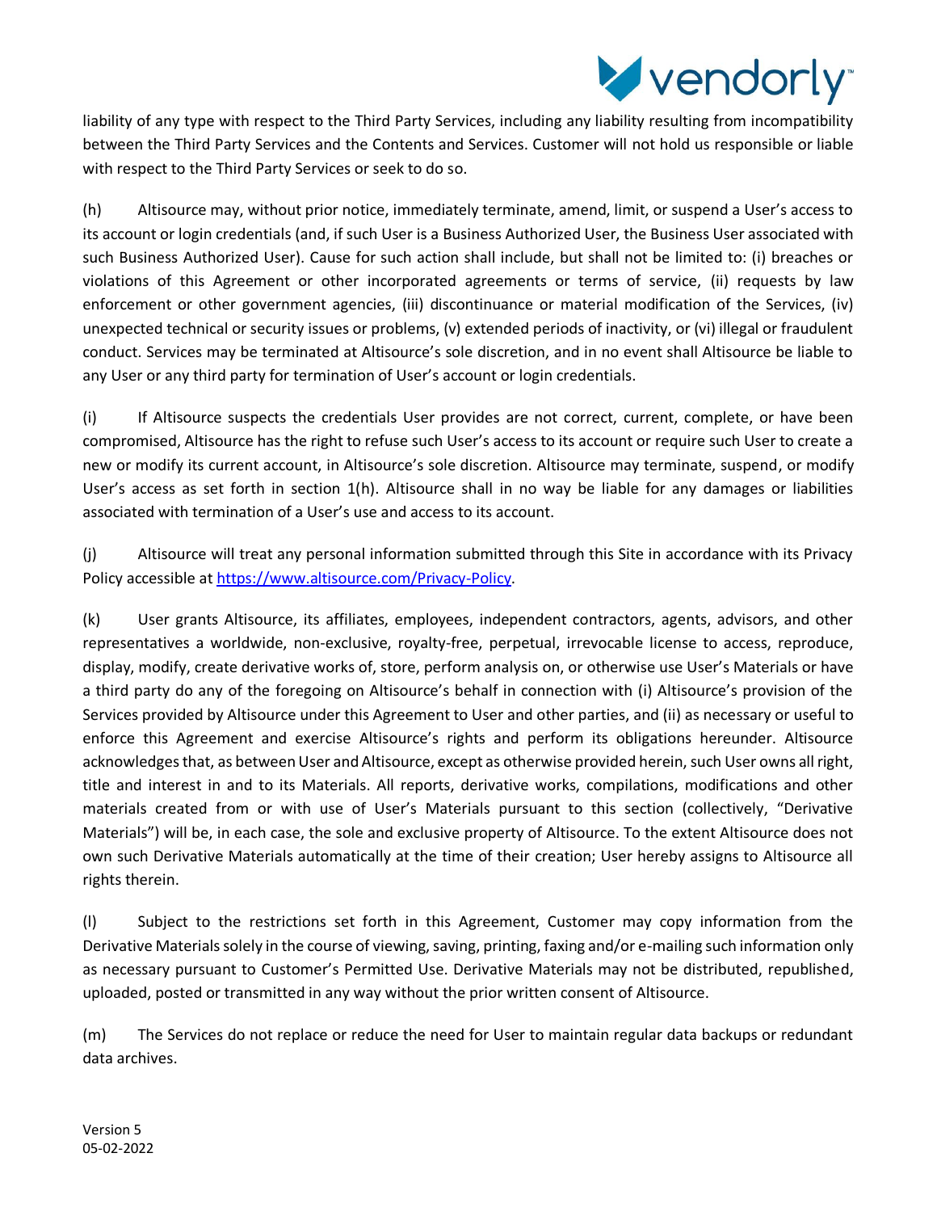liability of any type with respect to the Third Party Services, including any liability resulting from incompatibility between the Third Party Services and the Contents and Services. Customer will not hold us responsible or liable with respect to the Third Party Services or seek to do so.

(h) Altisource may, without prior notice, immediately terminate, amend, limit, or suspend a User's access to its account or login credentials (and, if such User is a Business Authorized User, the Business User associated with such Business Authorized User). Cause for such action shall include, but shall not be limited to: (i) breaches or violations of this Agreement or other incorporated agreements or terms of service, (ii) requests by law enforcement or other government agencies, (iii) discontinuance or material modification of the Services, (iv) unexpected technical or security issues or problems, (v) extended periods of inactivity, or (vi) illegal or fraudulent conduct. Services may be terminated at Altisource's sole discretion, and in no event shall Altisource be liable to any User or any third party for termination of User's account or login credentials.

(i) If Altisource suspects the credentials User provides are not correct, current, complete, or have been compromised, Altisource has the right to refuse such User's access to its account or require such User to create a new or modify its current account, in Altisource's sole discretion. Altisource may terminate, suspend, or modify User's access as set forth in section 1(h). Altisource shall in no way be liable for any damages or liabilities associated with termination of a User's use and access to its account.

(j) Altisource will treat any personal information submitted through this Site in accordance with its Privacy Policy accessible at https://www.altisource.com/Privacy-Policy.

(k) User grants Altisource, its affiliates, employees, independent contractors, agents, advisors, and other representatives a worldwide, non-exclusive, royalty-free, perpetual, irrevocable license to access, reproduce, display, modify, create derivative works of, store, perform analysis on, or otherwise use User's Materials or have a third party do any of the foregoing on Altisource's behalf in connection with (i) Altisource's provision of the Services provided by Altisource under this Agreement to User and other parties, and (ii) as necessary or useful to enforce this Agreement and exercise Altisource's rights and perform its obligations hereunder. Altisource acknowledges that, as between User and Altisource, except as otherwise provided herein, such User owns all right, title and interest in and to its Materials. All reports, derivative works, compilations, modifications and other materials created from or with use of User's Materials pursuant to this section (collectively, "Derivative Materials") will be, in each case, the sole and exclusive property of Altisource. To the extent Altisource does not own such Derivative Materials automatically at the time of their creation; User hereby assigns to Altisource all rights therein.

(l) Subject to the restrictions set forth in this Agreement, Customer may copy information from the Derivative Materials solely in the course of viewing, saving, printing, faxing and/or e-mailing such information only as necessary pursuant to Customer's Permitted Use. Derivative Materials may not be distributed, republished, uploaded, posted or transmitted in any way without the prior written consent of Altisource.

(m) The Services do not replace or reduce the need for User to maintain regular data backups or redundant data archives.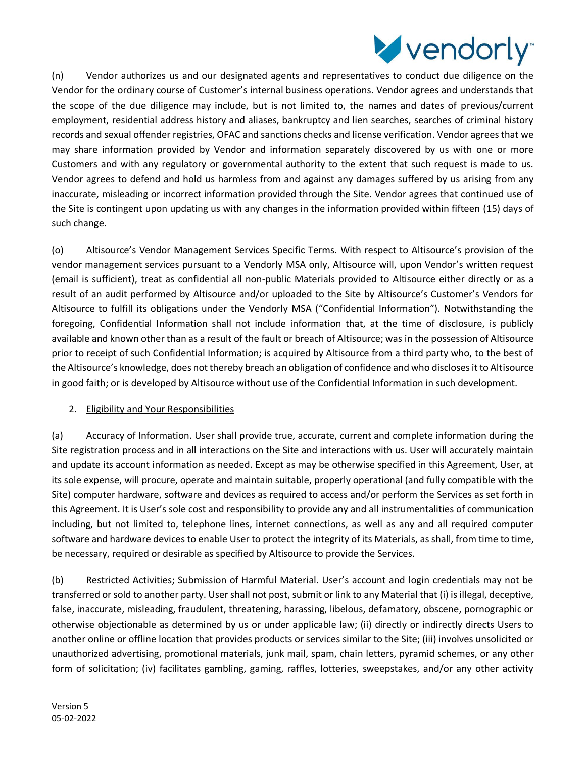(n) Vendor authorizes us and our designated agents and representatives to conduct due diligence on the Vendor for the ordinary course of Customer's internal business operations. Vendor agrees and understands that the scope of the due diligence may include, but is not limited to, the names and dates of previous/current employment, residential address history and aliases, bankruptcy and lien searches, searches of criminal history records and sexual offender registries, OFAC and sanctions checks and license verification. Vendor agrees that we may share information provided by Vendor and information separately discovered by us with one or more Customers and with any regulatory or governmental authority to the extent that such request is made to us. Vendor agrees to defend and hold us harmless from and against any damages suffered by us arising from any inaccurate, misleading or incorrect information provided through the Site. Vendor agrees that continued use of the Site is contingent upon updating us with any changes in the information provided within fifteen (15) days of such change.

(o) Altisource's Vendor Management Services Specific Terms. With respect to Altisource's provision of the vendor management services pursuant to a Vendorly MSA only, Altisource will, upon Vendor's written request (email is sufficient), treat as confidential all non-public Materials provided to Altisource either directly or as a result of an audit performed by Altisource and/or uploaded to the Site by Altisource's Customer's Vendors for Altisource to fulfill its obligations under the Vendorly MSA ("Confidential Information"). Notwithstanding the foregoing, Confidential Information shall not include information that, at the time of disclosure, is publicly available and known other than as a result of the fault or breach of Altisource; was in the possession of Altisource prior to receipt of such Confidential Information; is acquired by Altisource from a third party who, to the best of the Altisource's knowledge, does not thereby breach an obligation of confidence and who discloses it to Altisource in good faith; or is developed by Altisource without use of the Confidential Information in such development.

2. <u>Eligibility and Your Responsibilities</u>

(a) Accuracy of Information. User shall provide true, accurate, current and complete information during the Site registration process and in all interactions on the Site and interactions with us. User will accurately maintain and update its account information as needed. Except as may be otherwise specified in this Agreement, User, at its sole expense, will procure, operate and maintain suitable, properly operational (and fully compatible with the Site) computer hardware, software and devices as required to access and/or perform the Services as set forth in this Agreement. It is User's sole cost and responsibility to provide any and all instrumentalities of communication including, but not limited to, telephone lines, internet connections, as well as any and all required computer software and hardware devices to enable User to protect the integrity of its Materials, as shall, from time to time, be necessary, required or desirable as specified by Altisource to provide the Services.

(b) Restricted Activities; Submission of Harmful Material. User's account and login credentials may not be transferred or sold to another party. User shall not post, submit or link to any Material that (i) is illegal, deceptive, false, inaccurate, misleading, fraudulent, threatening, harassing, libelous, defamatory, obscene, pornographic or otherwise objectionable as determined by us or under applicable law; (ii) directly or indirectly directs Users to another online or offline location that provides products or services similar to the Site; (iii) involves unsolicited or unauthorized advertising, promotional materials, junk mail, spam, chain letters, pyramid schemes, or any other form of solicitation; (iv) facilitates gambling, gaming, raffles, lotteries, sweepstakes, and/or any other activity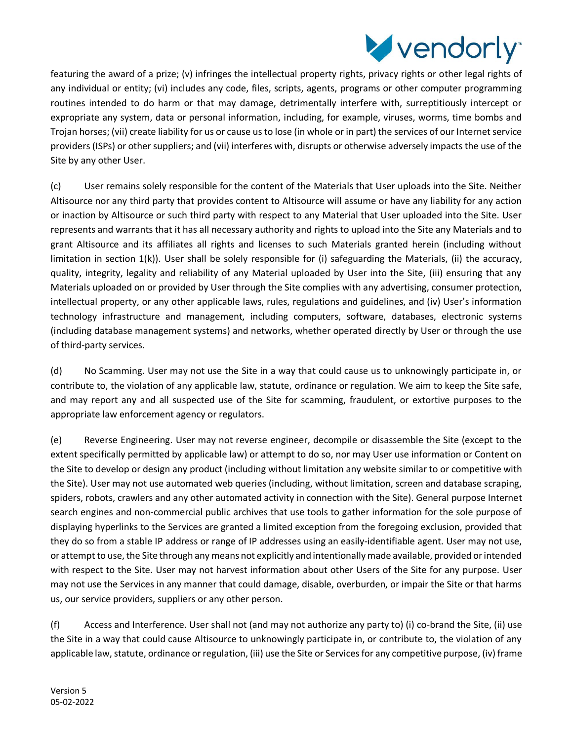featuring the award of a prize; (v) infringes the intellectual property rights, privacy rights or other legal rights of any individual or entity; (vi) includes any code, files, scripts, agents, programs or other computer programming routines intended to do harm or that may damage, detrimentally interfere with, surreptitiously intercept or expropriate any system, data or personal information, including, for example, viruses, worms, time bombs and Trojan horses; (vii) create liability for us or cause us to lose (in whole or in part) the services of our Internet service providers (ISPs) or other suppliers; and (vii) interferes with, disrupts or otherwise adversely impacts the use of the Site by any other User.

(c) User remains solely responsible for the content of the Materials that User uploads into the Site. Neither Altisource nor any third party that provides content to Altisource will assume or have any liability for any action or inaction by Altisource or such third party with respect to any Material that User uploaded into the Site. User represents and warrants that it has all necessary authority and rights to upload into the Site any Materials and to grant Altisource and its affiliates all rights and licenses to such Materials granted herein (including without limitation in section 1(k)). User shall be solely responsible for (i) safeguarding the Materials, (ii) the accuracy, quality, integrity, legality and reliability of any Material uploaded by User into the Site, (iii) ensuring that any Materials uploaded on or provided by User through the Site complies with any advertising, consumer protection, intellectual property, or any other applicable laws, rules, regulations and guidelines, and (iv) User's information technology infrastructure and management, including computers, software, databases, electronic systems (including database management systems) and networks, whether operated directly by User or through the use of third-party services.

(d) No Scamming. User may not use the Site in a way that could cause us to unknowingly participate in, or contribute to, the violation of any applicable law, statute, ordinance or regulation. We aim to keep the Site safe, and may report any and all suspected use of the Site for scamming, fraudulent, or extortive purposes to the appropriate law enforcement agency or regulators.

(e) Reverse Engineering. User may not reverse engineer, decompile or disassemble the Site (except to the extent specifically permitted by applicable law) or attempt to do so, nor may User use information or Content on the Site to develop or design any product (including without limitation any website similar to or competitive with the Site). User may not use automated web queries (including, without limitation, screen and database scraping, spiders, robots, crawlers and any other automated activity in connection with the Site). General purpose Internet search engines and non-commercial public archives that use tools to gather information for the sole purpose of displaying hyperlinks to the Services are granted a limited exception from the foregoing exclusion, provided that they do so from a stable IP address or range of IP addresses using an easily-identifiable agent. User may not use, or attempt to use, the Site through any means not explicitly and intentionally made available, provided or intended with respect to the Site. User may not harvest information about other Users of the Site for any purpose. User may not use the Services in any manner that could damage, disable, overburden, or impair the Site or that harms us, our service providers, suppliers or any other person.

(f) Access and Interference. User shall not (and may not authorize any party to) (i) co-brand the Site, (ii) use the Site in a way that could cause Altisource to unknowingly participate in, or contribute to, the violation of any applicable law, statute, ordinance or regulation, (iii) use the Site or Services for any competitive purpose, (iv) frame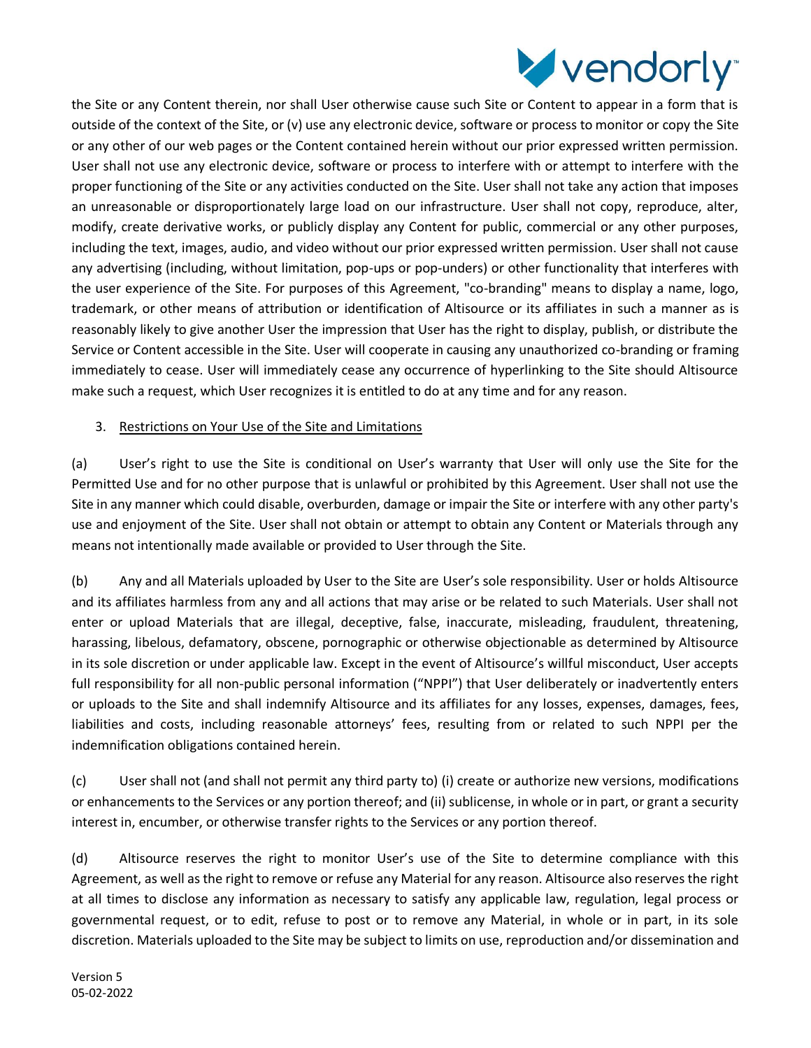the Site or any Content therein, nor shall User otherwise cause such Site or Content to appear in a form that is outside of the context of the Site, or (v) use any electronic device, software or process to monitor or copy the Site or any other of our web pages or the Content contained herein without our prior expressed written permission. User shall not use any electronic device, software or process to interfere with or attempt to interfere with the proper functioning of the Site or any activities conducted on the Site. User shall not take any action that imposes an unreasonable or disproportionately large load on our infrastructure. User shall not copy, reproduce, alter, modify, create derivative works, or publicly display any Content for public, commercial or any other purposes, including the text, images, audio, and video without our prior expressed written permission. User shall not cause any advertising (including, without limitation, pop-ups or pop-unders) or other functionality that interferes with the user experience of the Site. For purposes of this Agreement, "co-branding" means to display a name, logo, trademark, or other means of attribution or identification of Altisource or its affiliates in such a manner as is reasonably likely to give another User the impression that User has the right to display, publish, or distribute the Service or Content accessible in the Site. User will cooperate in causing any unauthorized co-branding or framing immediately to cease. User will immediately cease any occurrence of hyperlinking to the Site should Altisource make such a request, which User recognizes it is entitled to do at any time and for any reason.

3. Restrictions on Your Use of the Site and Limitations

(a) User's right to use the Site is conditional on User's warranty that User will only use the Site for the Permitted Use and for no other purpose that is unlawful or prohibited by this Agreement. User shall not use the Site in any manner which could disable, overburden, damage or impair the Site or interfere with any other party's use and enjoyment of the Site. User shall not obtain or attempt to obtain any Content or Materials through any means not intentionally made available or provided to User through the Site.

(b) Any and all Materials uploaded by User to the Site are User's sole responsibility. User or holds Altisource and its affiliates harmless from any and all actions that may arise or be related to such Materials. User shall not enter or upload Materials that are illegal, deceptive, false, inaccurate, misleading, fraudulent, threatening, harassing, libelous, defamatory, obscene, pornographic or otherwise objectionable as determined by Altisource in its sole discretion or under applicable law. Except in the event of Altisource's willful misconduct, User accepts full responsibility for all non-public personal information ("NPPI") that User deliberately or inadvertently enters or uploads to the Site and shall indemnify Altisource and its affiliates for any losses, expenses, damages, fees, liabilities and costs, including reasonable attorneys' fees, resulting from or related to such NPPI per the indemnification obligations contained herein.

(c) User shall not (and shall not permit any third party to) (i) create or authorize new versions, modifications or enhancements to the Services or any portion thereof; and (ii) sublicense, in whole or in part, or grant a security interest in, encumber, or otherwise transfer rights to the Services or any portion thereof.

(d) Altisource reserves the right to monitor User's use of the Site to determine compliance with this Agreement, as well as the right to remove or refuse any Material for any reason. Altisource also reserves the right at all times to disclose any information as necessary to satisfy any applicable law, regulation, legal process or governmental request, or to edit, refuse to post or to remove any Material, in whole or in part, in its sole discretion. Materials uploaded to the Site may be subject to limits on use, reproduction and/or dissemination and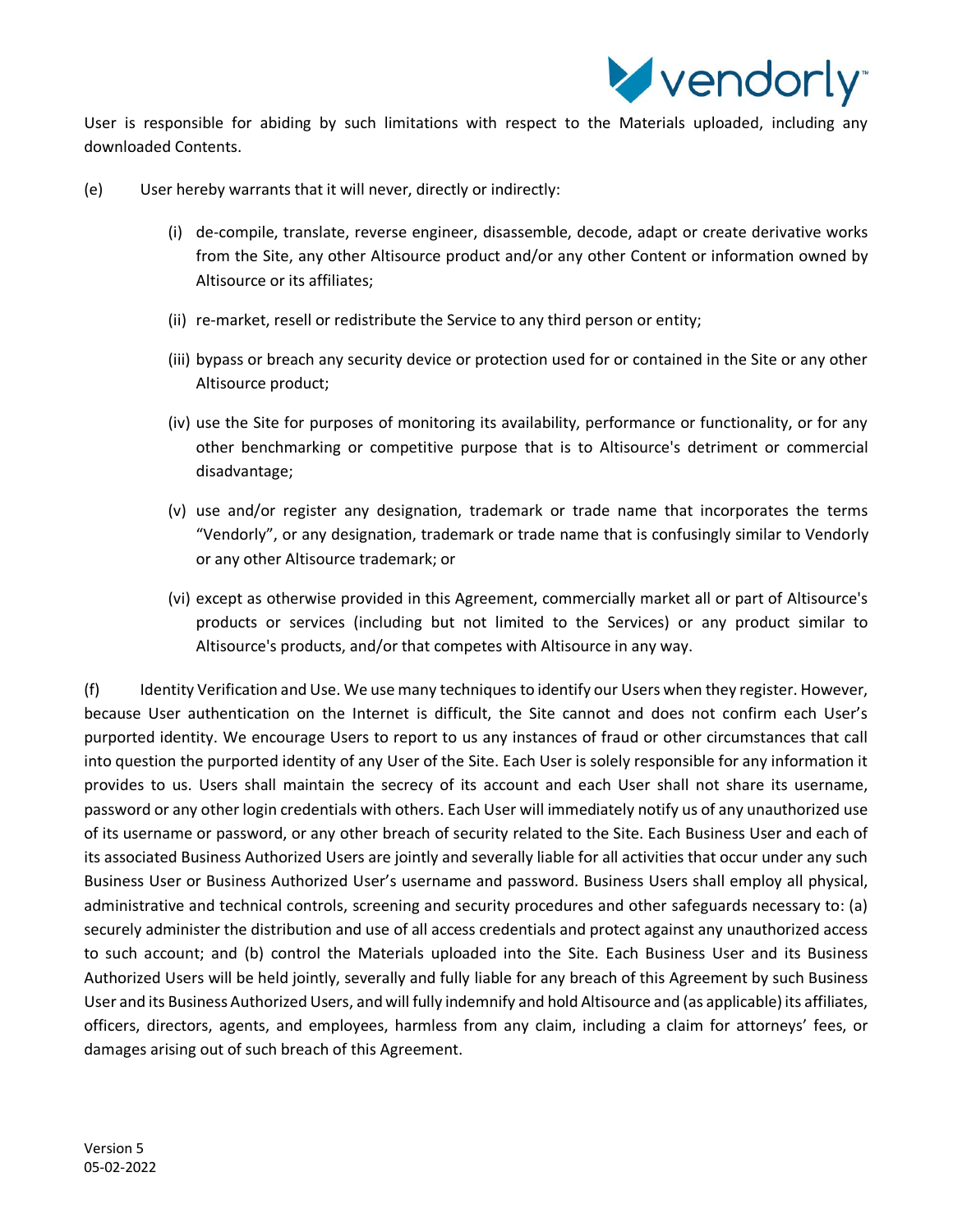User is responsible for abiding by such limitations with respect to the Materials uploaded, including any downloaded Contents.

(e) User hereby warrants that it will never, directly or indirectly:

(i) de-compile, translate, reverse engineer, disassemble, decode, adapt or create derivative works from the Site, any other Altisource product and/or any other Content or information owned by Altisource or its affiliates;

(ii) re-market, resell or redistribute the Service to any third person or entity;

(iii) bypass or breach any security device or protection used for or contained in the Site or any other Altisource product;

(iv) use the Site for purposes of monitoring its availability, performance or functionality, or for any other benchmarking or competitive purpose that is to Altisource's detriment or commercial disadvantage;

(v) use and/or register any designation, trademark or trade name that incorporates the terms “Vendorly”, or any designation, trademark or trade name that is confusingly similar to Vendorly or any other Altisource trademark; or

(vi) except as otherwise provided in this Agreement, commercially market all or part of Altisource's products or services (including but not limited to the Services) or any product similar to Altisource's products, and/or that competes with Altisource in any way.

(f) Identity Verification and Use. We use many techniques to identify our Users when they register. However, because User authentication on the Internet is difficult, the Site cannot and does not confirm each User’s purported identity. We encourage Users to report to us any instances of fraud or other circumstances that call into question the purported identity of any User of the Site. Each User is solely responsible for any information it provides to us. Users shall maintain the secrecy of its account and each User shall not share its username, password or any other login credentials with others. Each User will immediately notify us of any unauthorized use of its username or password, or any other breach of security related to the Site. Each Business User and each of its associated Business Authorized Users are jointly and severally liable for all activities that occur under any such Business User or Business Authorized User’s username and password. Business Users shall employ all physical, administrative and technical controls, screening and security procedures and other safeguards necessary to: (a) securely administer the distribution and use of all access credentials and protect against any unauthorized access to such account; and (b) control the Materials uploaded into the Site. Each Business User and its Business Authorized Users will be held jointly, severally and fully liable for any breach of this Agreement by such Business User and its Business Authorized Users, and will fully indemnify and hold Altisource and (as applicable) its affiliates, officers, directors, agents, and employees, harmless from any claim, including a claim for attorneys’ fees, or damages arising out of such breach of this Agreement.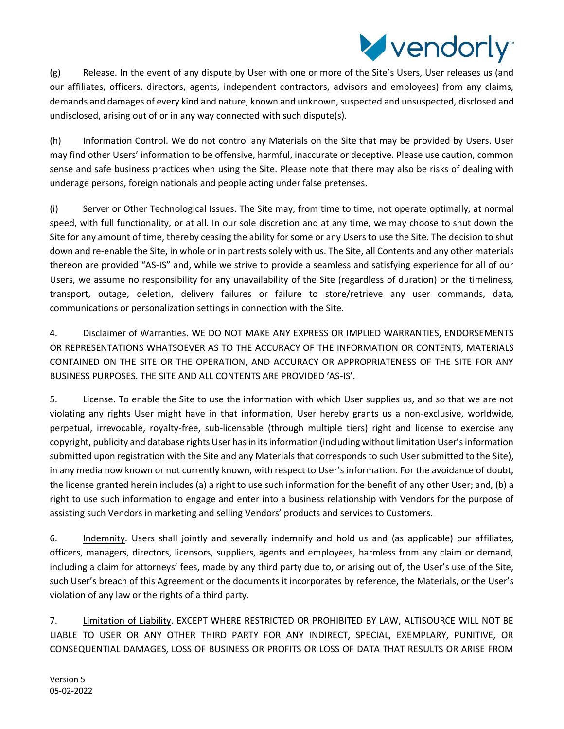(g) Release. In the event of any dispute by User with one or more of the Site's Users, User releases us (and our affiliates, officers, directors, agents, independent contractors, advisors and employees) from any claims, demands and damages of every kind and nature, known and unknown, suspected and unsuspected, disclosed and undisclosed, arising out of or in any way connected with such dispute(s).

(h) Information Control. We do not control any Materials on the Site that may be provided by Users. User may find other Users' information to be offensive, harmful, inaccurate or deceptive. Please use caution, common sense and safe business practices when using the Site. Please note that there may also be risks of dealing with underage persons, foreign nationals and people acting under false pretenses.

(i) Server or Other Technological Issues. The Site may, from time to time, not operate optimally, at normal speed, with full functionality, or at all. In our sole discretion and at any time, we may choose to shut down the Site for any amount of time, thereby ceasing the ability for some or any Users to use the Site. The decision to shut down and re-enable the Site, in whole or in part rests solely with us. The Site, all Contents and any other materials thereon are provided "AS-IS" and, while we strive to provide a seamless and satisfying experience for all of our Users, we assume no responsibility for any unavailability of the Site (regardless of duration) or the timeliness, transport, outage, deletion, delivery failures or failure to store/retrieve any user commands, data, communications or personalization settings in connection with the Site.

4. Disclaimer of Warranties. WE DO NOT MAKE ANY EXPRESS OR IMPLIED WARRANTIES, ENDORSEMENTS OR REPRESENTATIONS WHATSOEVER AS TO THE ACCURACY OF THE INFORMATION OR CONTENTS, MATERIALS CONTAINED ON THE SITE OR THE OPERATION, AND ACCURACY OR APPROPRIATENESS OF THE SITE FOR ANY BUSINESS PURPOSES. THE SITE AND ALL CONTENTS ARE PROVIDED 'AS-IS'.

5. License. To enable the Site to use the information with which User supplies us, and so that we are not violating any rights User might have in that information, User hereby grants us a non-exclusive, worldwide, perpetual, irrevocable, royalty-free, sub-licensable (through multiple tiers) right and license to exercise any copyright, publicity and database rights User has in its information (including without limitation User's information submitted upon registration with the Site and any Materials that corresponds to such User submitted to the Site), in any media now known or not currently known, with respect to User's information. For the avoidance of doubt, the license granted herein includes (a) a right to use such information for the benefit of any other User; and, (b) a right to use such information to engage and enter into a business relationship with Vendors for the purpose of assisting such Vendors in marketing and selling Vendors' products and services to Customers.

6. Indemnity. Users shall jointly and severally indemnify and hold us and (as applicable) our affiliates, officers, managers, directors, licensors, suppliers, agents and employees, harmless from any claim or demand, including a claim for attorneys' fees, made by any third party due to, or arising out of, the User's use of the Site, such User's breach of this Agreement or the documents it incorporates by reference, the Materials, or the User's violation of any law or the rights of a third party.

7. Limitation of Liability. EXCEPT WHERE RESTRICTED OR PROHIBITED BY LAW, ALTISOURCE WILL NOT BE LIABLE TO USER OR ANY OTHER THIRD PARTY FOR ANY INDIRECT, SPECIAL, EXEMPLARY, PUNITIVE, OR CONSEQUENTIAL DAMAGES, LOSS OF BUSINESS OR PROFITS OR LOSS OF DATA THAT RESULTS OR ARISE FROM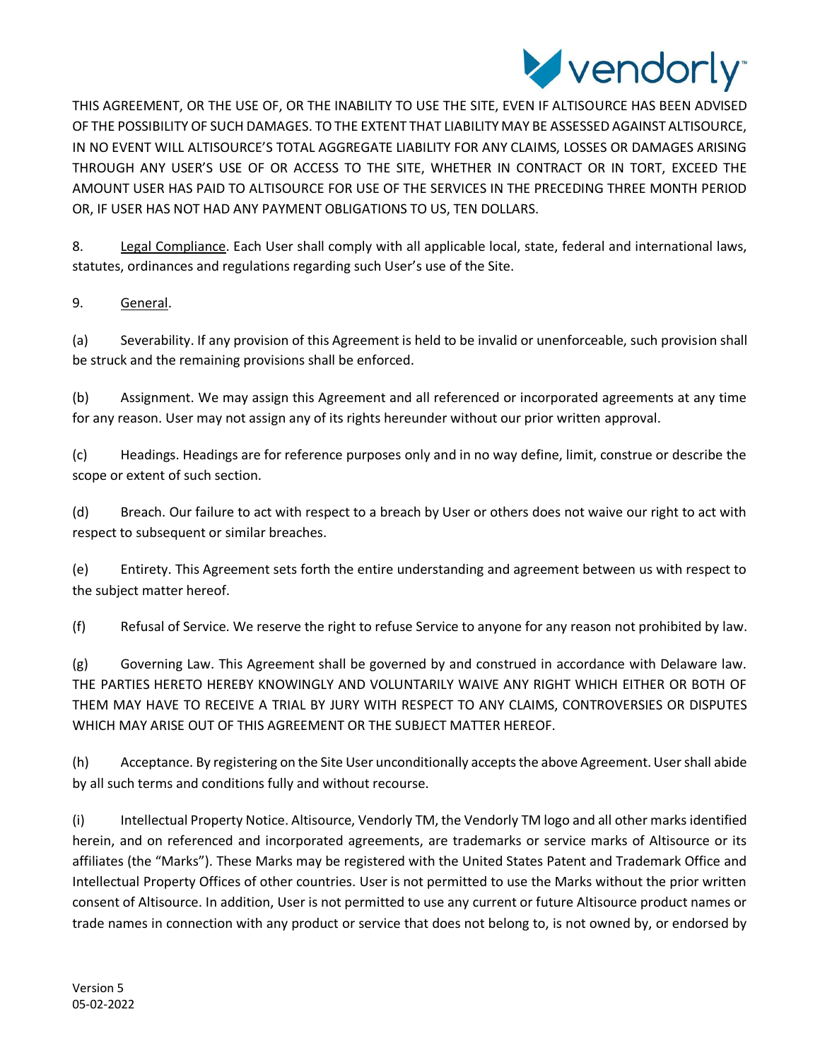THIS AGREEMENT, OR THE USE OF, OR THE INABILITY TO USE THE SITE, EVEN IF ALTISOURCE HAS BEEN ADVISED OF THE POSSIBILITY OF SUCH DAMAGES. TO THE EXTENT THAT LIABILITY MAY BE ASSESSED AGAINST ALTISOURCE, IN NO EVENT WILL ALTISOURCE'S TOTAL AGGREGATE LIABILITY FOR ANY CLAIMS, LOSSES OR DAMAGES ARISING THROUGH ANY USER'S USE OF OR ACCESS TO THE SITE, WHETHER IN CONTRACT OR IN TORT, EXCEED THE AMOUNT USER HAS PAID TO ALTISOURCE FOR USE OF THE SERVICES IN THE PRECEDING THREE MONTH PERIOD OR, IF USER HAS NOT HAD ANY PAYMENT OBLIGATIONS TO US, TEN DOLLARS.

8. Legal Compliance. Each User shall comply with all applicable local, state, federal and international laws, statutes, ordinances and regulations regarding such User's use of the Site.

9. General.

(a) Severability. If any provision of this Agreement is held to be invalid or unenforceable, such provision shall be struck and the remaining provisions shall be enforced.

(b) Assignment. We may assign this Agreement and all referenced or incorporated agreements at any time for any reason. User may not assign any of its rights hereunder without our prior written approval.

(c) Headings. Headings are for reference purposes only and in no way define, limit, construe or describe the scope or extent of such section.

(d) Breach. Our failure to act with respect to a breach by User or others does not waive our right to act with respect to subsequent or similar breaches.

(e) Entirety. This Agreement sets forth the entire understanding and agreement between us with respect to the subject matter hereof.

(f) Refusal of Service. We reserve the right to refuse Service to anyone for any reason not prohibited by law.

(g) Governing Law. This Agreement shall be governed by and construed in accordance with Delaware law. THE PARTIES HERETO HEREBY KNOWINGLY AND VOLUNTARILY WAIVE ANY RIGHT WHICH EITHER OR BOTH OF THEM MAY HAVE TO RECEIVE A TRIAL BY JURY WITH RESPECT TO ANY CLAIMS, CONTROVERSIES OR DISPUTES WHICH MAY ARISE OUT OF THIS AGREEMENT OR THE SUBJECT MATTER HEREOF.

(h) Acceptance. By registering on the Site User unconditionally accepts the above Agreement. User shall abide by all such terms and conditions fully and without recourse.

(i) Intellectual Property Notice. Altisource, Vendorly TM, the Vendorly TM logo and all other marks identified herein, and on referenced and incorporated agreements, are trademarks or service marks of Altisource or its affiliates (the "Marks"). These Marks may be registered with the United States Patent and Trademark Office and Intellectual Property Offices of other countries. User is not permitted to use the Marks without the prior written consent of Altisource. In addition, User is not permitted to use any current or future Altisource product names or trade names in connection with any product or service that does not belong to, is not owned by, or endorsed by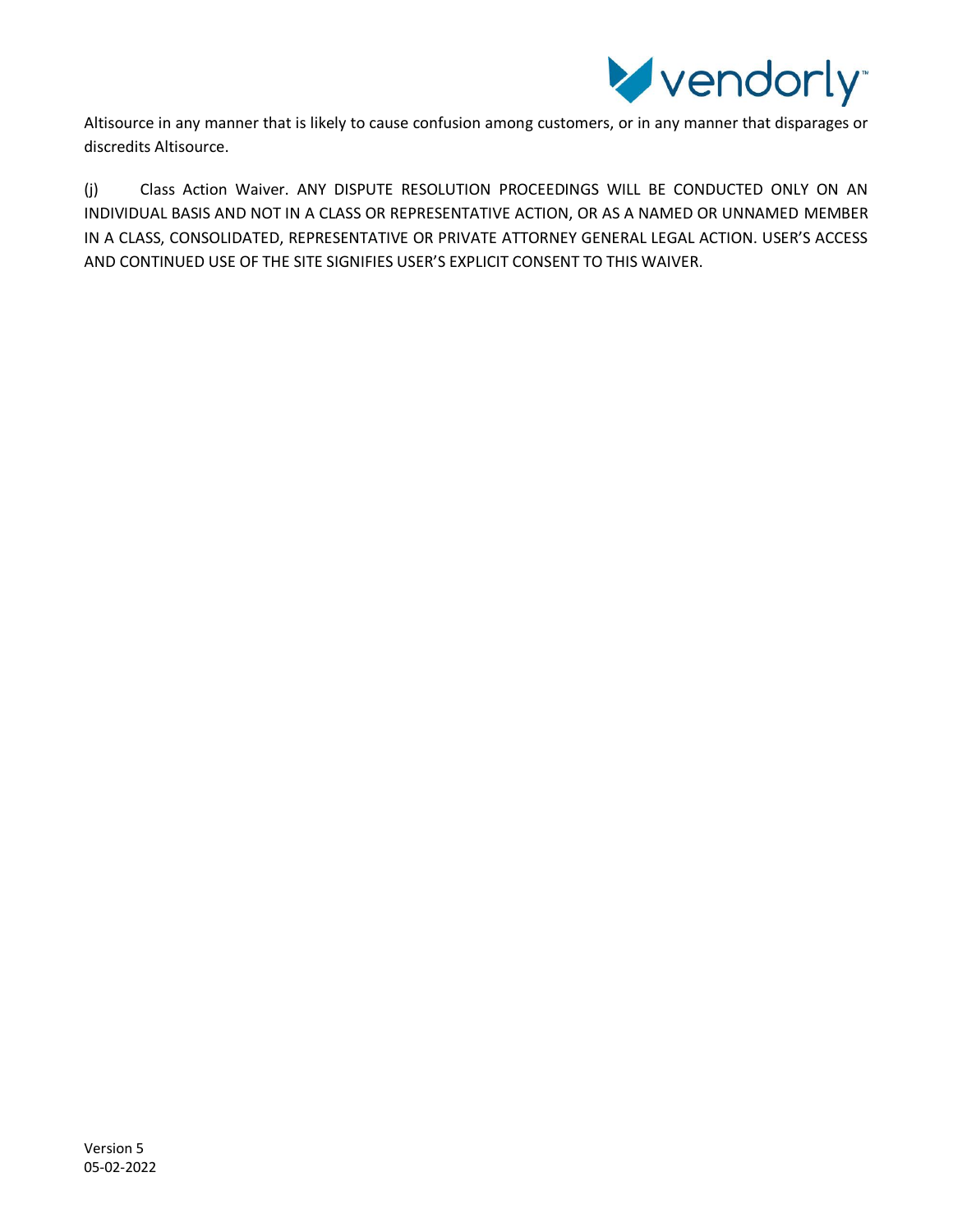Altisource in any manner that is likely to cause confusion among customers, or in any manner that disparages or discredits Altisource.

(j) Class Action Waiver. ANY DISPUTE RESOLUTION PROCEEDINGS WILL BE CONDUCTED ONLY ON AN INDIVIDUAL BASIS AND NOT IN A CLASS OR REPRESENTATIVE ACTION, OR AS A NAMED OR UNNAMED MEMBER IN A CLASS, CONSOLIDATED, REPRESENTATIVE OR PRIVATE ATTORNEY GENERAL LEGAL ACTION. USER'S ACCESS AND CONTINUED USE OF THE SITE SIGNIFIES USER'S EXPLICIT CONSENT TO THIS WAIVER.